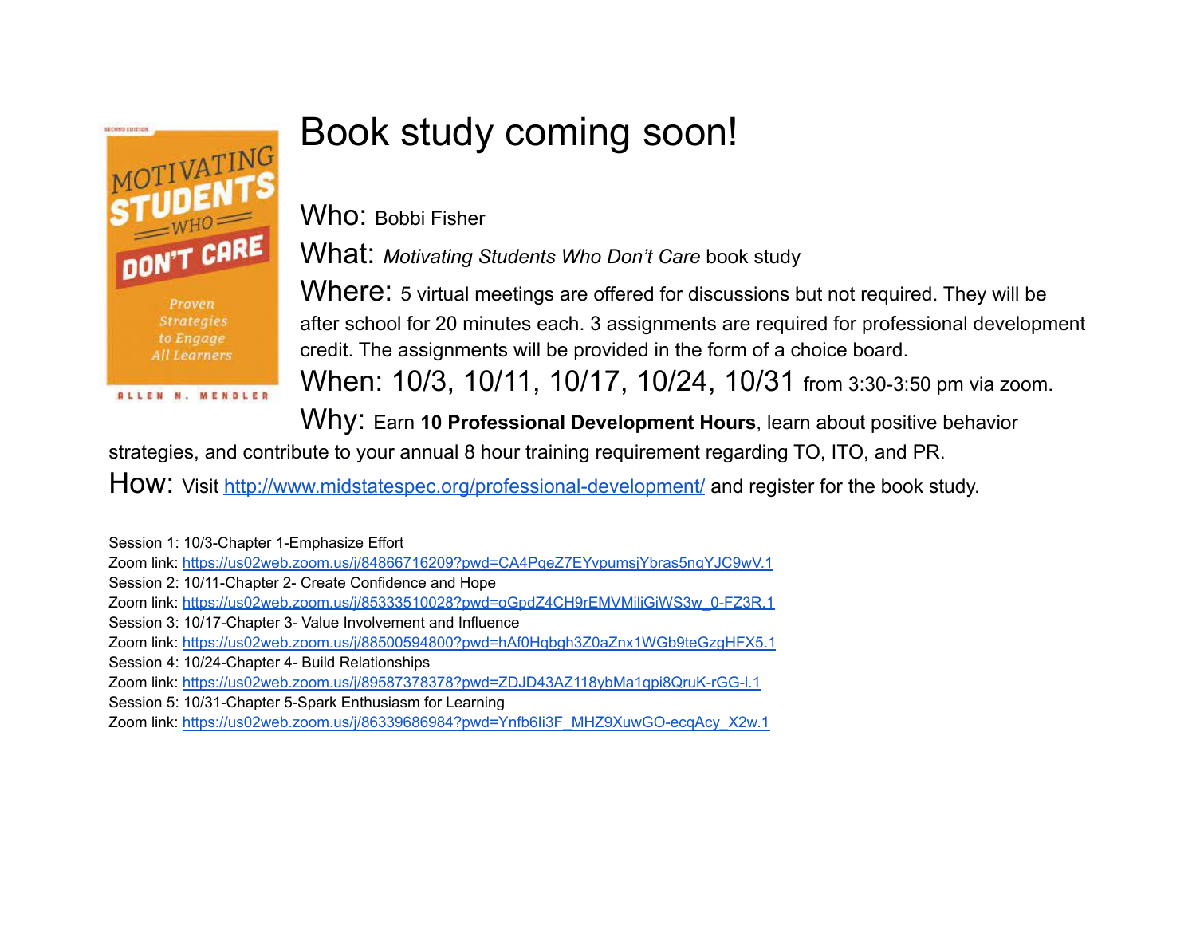# Book study coming soon!

**Who:** Bobbi Fisher

**What:** *Motivating Students Who Don't Care* book study

**Where:** 5 virtual meetings are offered for discussions but not required. They will be after school for 20 minutes each. 3 assignments are required for professional development credit. The assignments will be provided in the form of a choice board.

**When:** 10/3, 10/11, 10/17, 10/24, 10/31 from 3:30-3:50 pm via zoom.

**Why:** Earn **10 Professional Development Hours**, learn about positive behavior strategies, and contribute to your annual 8 hour training requirement regarding TO, ITO, and PR.

**How:** Visit [http://www.midstatespec.org/professional-development/](http://www.midstatespec.org/professional-development/) and register for the book study.

Session 1: 10/3-Chapter 1-Emphasize Effort
Zoom link: https://us02web.zoom.us/j/84866716209?pwd=CA4PqeZ7EYvpumsjYbras5ngYJC9wV.1
Session 2: 10/11-Chapter 2- Create Confidence and Hope
Zoom link: https://us02web.zoom.us/j/85333510028?pwd=oGpdZ4CH9rEMVMiliGiWS3w_0-FZ3R.1
Session 3: 10/17-Chapter 3- Value Involvement and Influence
Zoom link: https://us02web.zoom.us/j/88500594800?pwd=hAf0Hqbgh3Z0aZnx1WGb9teGzgHFX5.1
Session 4: 10/24-Chapter 4- Build Relationships
Zoom link: https://us02web.zoom.us/j/89587378378?pwd=ZDJD43AZ118ybMa1qpi8QruK-rGG-l.1
Session 5: 10/31-Chapter 5-Spark Enthusiasm for Learning
Zoom link: https://us02web.zoom.us/j/86339686984?pwd=Ynfb6Ii3F_MHZ9XuwGO-ecqAcy_X2w.1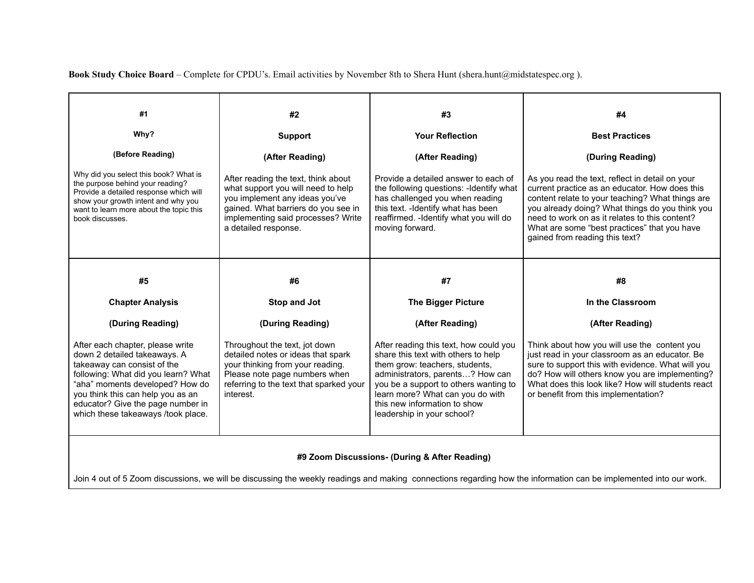**Book Study Choice Board** – Complete for CPDU's. Email activities by November 8th to Shera Hunt (shera.hunt@midstatespec.org ).

| | | | |
|---|---|---|---|
| **#1**<br><br>**Why?**<br><br>**(Before Reading)**<br><br>Why did you select this book? What is the purpose behind your reading? Provide a detailed response which will show your growth intent and why you want to learn more about the topic this book discusses. | **#2**<br><br>**Support**<br><br>**(After Reading)**<br><br>After reading the text, think about what support you will need to help you implement any ideas you've gained. What barriers do you see in implementing said processes? Write a detailed response. | **#3**<br><br>**Your Reflection**<br><br>**(After Reading)**<br><br>Provide a detailed answer to each of the following questions: -Identify what has challenged you when reading this text. -Identify what has been reaffirmed. -Identify what you will do moving forward. | **#4**<br><br>**Best Practices**<br><br>**(During Reading)**<br><br>As you read the text, reflect in detail on your current practice as an educator. How does this content relate to your teaching? What things are you already doing? What things do you think you need to work on as it relates to this content? What are some "best practices" that you have gained from reading this text? |
| **#5**<br><br>**Chapter Analysis**<br><br>**(During Reading)**<br><br>After each chapter, please write down 2 detailed takeaways. A takeaway can consist of the following: What did you learn? What "aha" moments developed? How do you think this can help you as an educator? Give the page number in which these takeaways /took place. | **#6**<br><br>**Stop and Jot**<br><br>**(During Reading)**<br><br>Throughout the text, jot down detailed notes or ideas that spark your thinking from your reading. Please note page numbers when referring to the text that sparked your interest. | **#7**<br><br>**The Bigger Picture**<br><br>**(After Reading)**<br><br>After reading this text, how could you share this text with others to help them grow: teachers, students, administrators, parents…? How can you be a support to others wanting to learn more? What can you do with this new information to show leadership in your school? | **#8**<br><br>**In the Classroom**<br><br>**(After Reading)**<br><br>Think about how you will use the content you just read in your classroom as an educator. Be sure to support this with evidence. What will you do? How will others know you are implementing? What does this look like? How will students react or benefit from this implementation? |
| **#9 Zoom Discussions- (During & After Reading)**<br><br>Join 4 out of 5 Zoom discussions, we will be discussing the weekly readings and making connections regarding how the information can be implemented into our work. | | | |